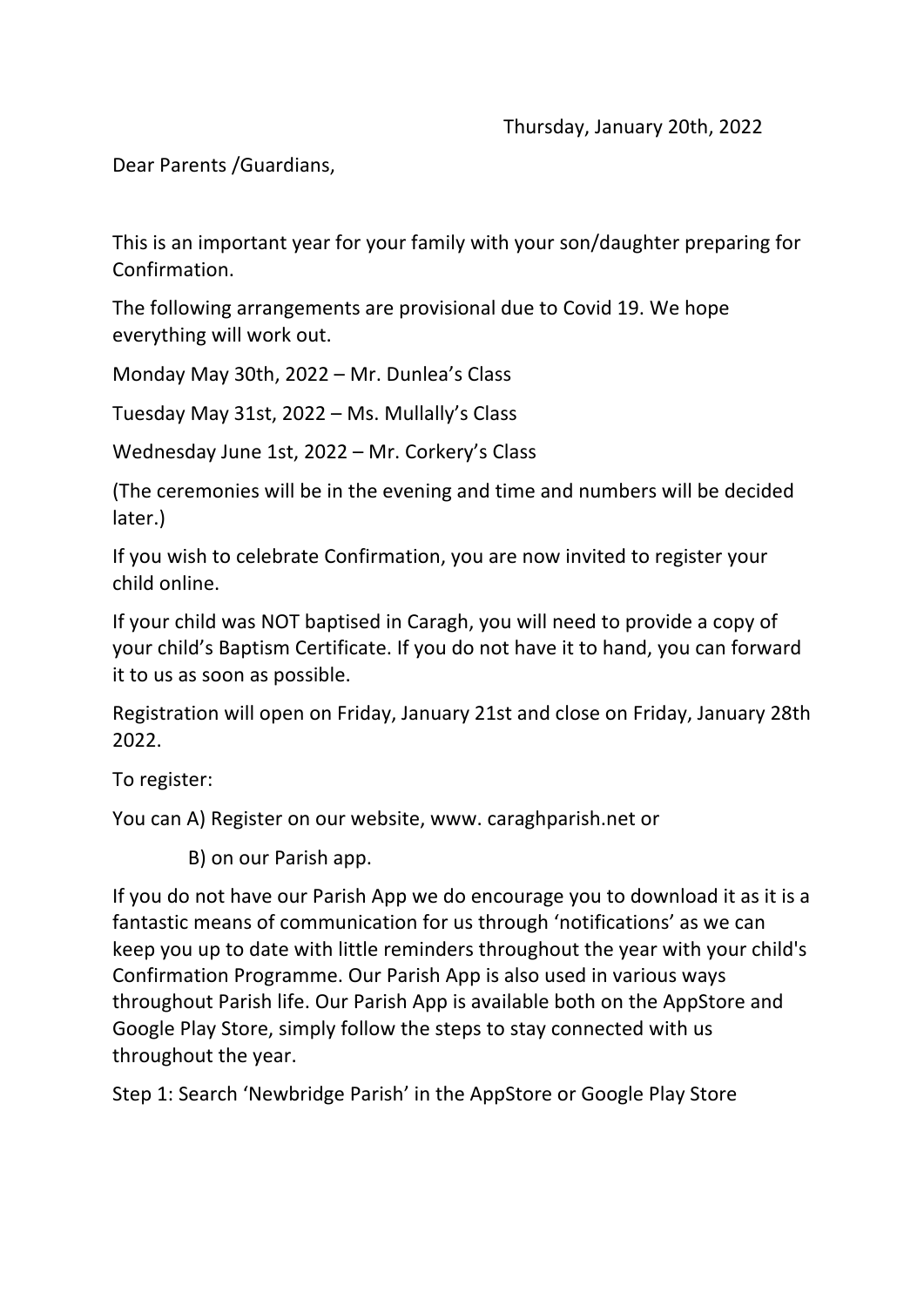Thursday, January 20th, 2022

Dear Parents /Guardians,

This is an important year for your family with your son/daughter preparing for Confirmation.

The following arrangements are provisional due to Covid 19. We hope everything will work out.

Monday May 30th, 2022 – Mr. Dunlea's Class

Tuesday May 31st, 2022 – Ms. Mullally's Class

Wednesday June 1st, 2022 – Mr. Corkery's Class

(The ceremonies will be in the evening and time and numbers will be decided later.)

If you wish to celebrate Confirmation, you are now invited to register your child online.

If your child was NOT baptised in Caragh, you will need to provide a copy of your child's Baptism Certificate. If you do not have it to hand, you can forward it to us as soon as possible.

Registration will open on Friday, January 21st and close on Friday, January 28th 2022.

To register:

You can A) Register on our website, www. caraghparish.net or

B) on our Parish app.

If you do not have our Parish App we do encourage you to download it as it is a fantastic means of communication for us through 'notifications' as we can keep you up to date with little reminders throughout the year with your child's Confirmation Programme. Our Parish App is also used in various ways throughout Parish life. Our Parish App is available both on the AppStore and Google Play Store, simply follow the steps to stay connected with us throughout the year.

Step 1: Search 'Newbridge Parish' in the AppStore or Google Play Store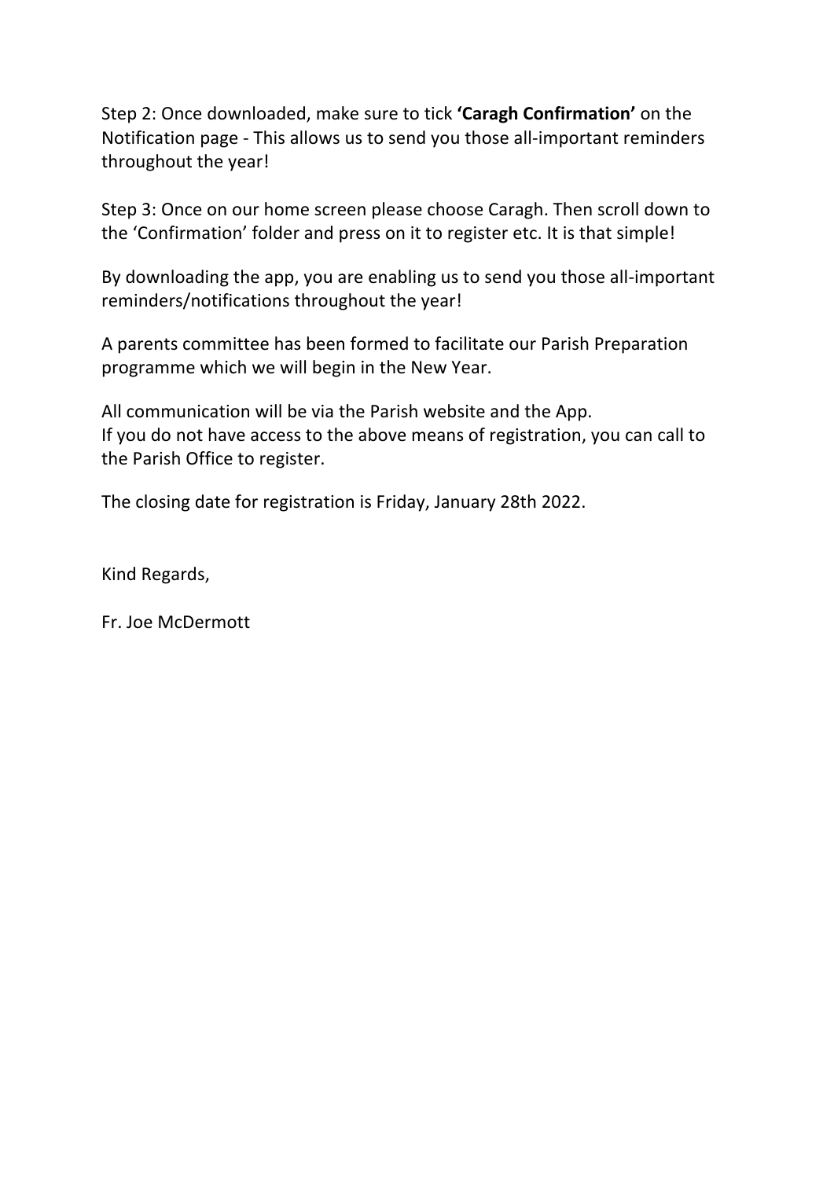Step 2: Once downloaded, make sure to tick **'Caragh Confirmation'** on the Notification page - This allows us to send you those all-important reminders throughout the year!

Step 3: Once on our home screen please choose Caragh. Then scroll down to the 'Confirmation' folder and press on it to register etc. It is that simple!

By downloading the app, you are enabling us to send you those all-important reminders/notifications throughout the year!

A parents committee has been formed to facilitate our Parish Preparation programme which we will begin in the New Year.

All communication will be via the Parish website and the App.
If you do not have access to the above means of registration, you can call to the Parish Office to register.

The closing date for registration is Friday, January 28th 2022.

Kind Regards,

Fr. Joe McDermott